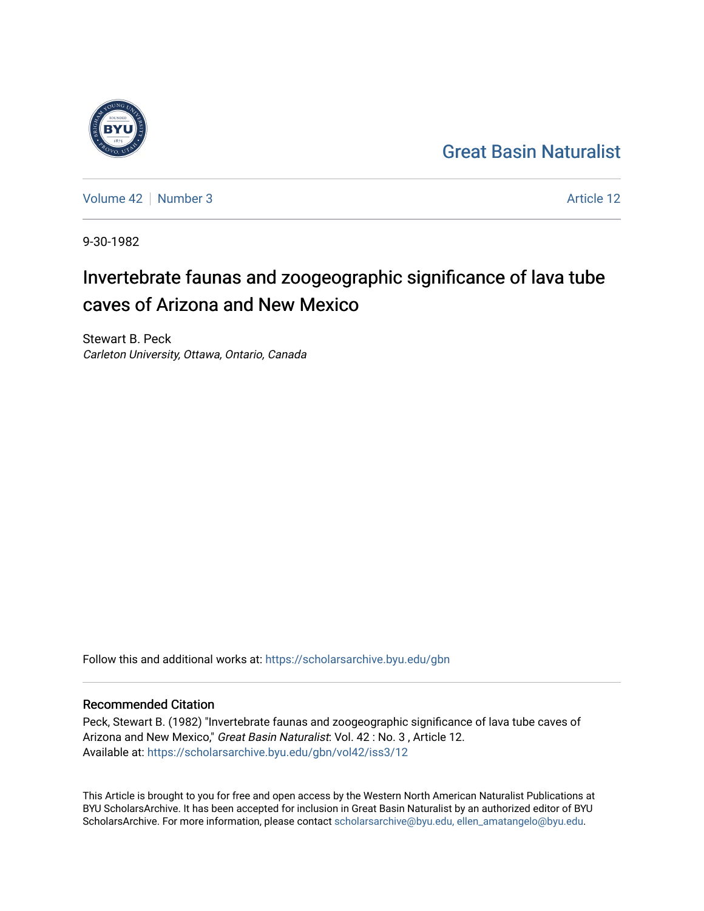Great Basin Naturalist

Volume 42 | Number 3 Article 12

9-30-1982

# Invertebrate faunas and zoogeographic significance of lava tube caves of Arizona and New Mexico

Stewart B. Peck
*Carleton University, Ottawa, Ontario, Canada*

Follow this and additional works at: https://scholarsarchive.byu.edu/gbn

## Recommended Citation

Peck, Stewart B. (1982) "Invertebrate faunas and zoogeographic significance of lava tube caves of Arizona and New Mexico," *Great Basin Naturalist*: Vol. 42 : No. 3 , Article 12.
Available at: https://scholarsarchive.byu.edu/gbn/vol42/iss3/12

This Article is brought to you for free and open access by the Western North American Naturalist Publications at BYU ScholarsArchive. It has been accepted for inclusion in Great Basin Naturalist by an authorized editor of BYU ScholarsArchive. For more information, please contact scholarsarchive@byu.edu, ellen_amatangelo@byu.edu.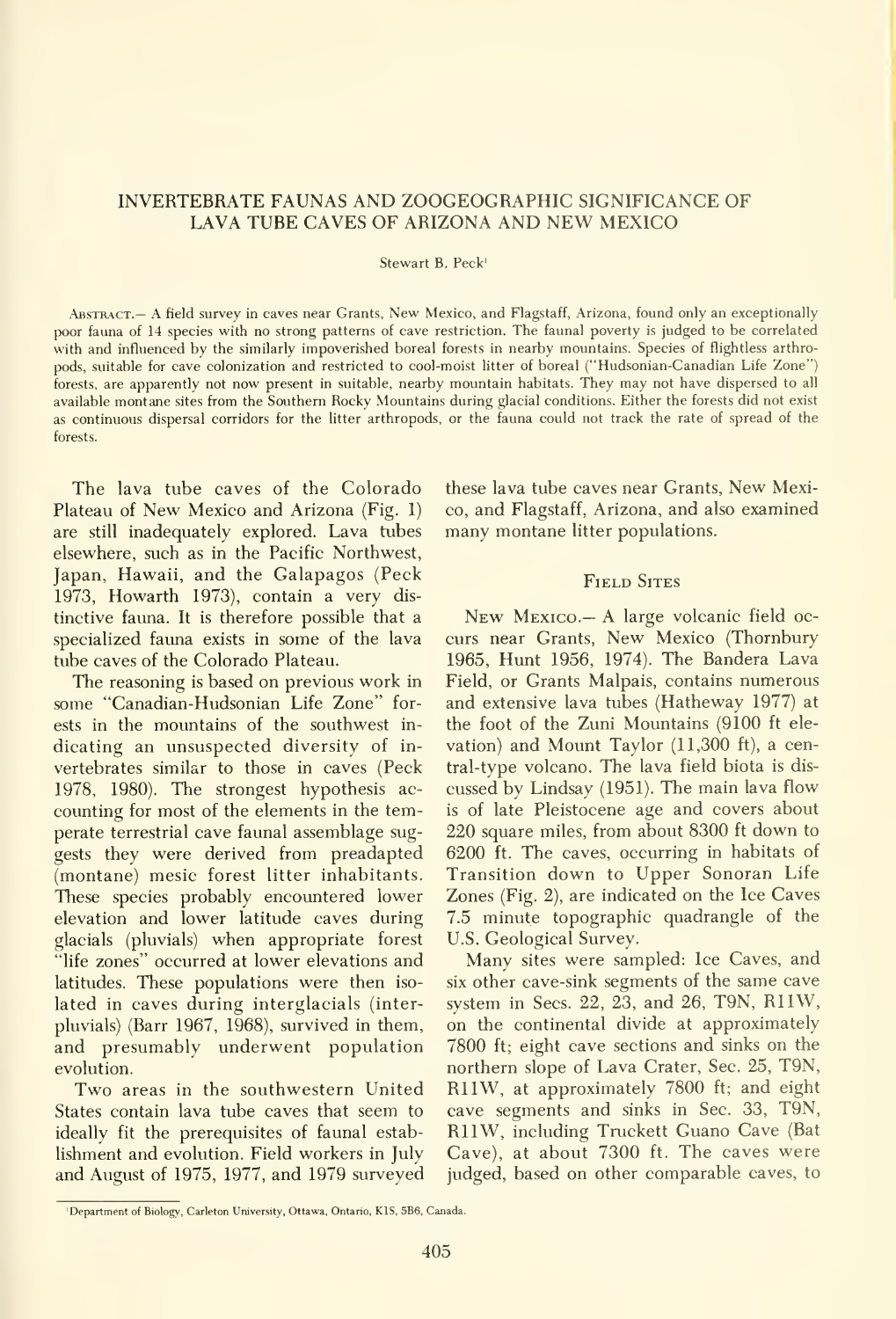# INVERTEBRATE FAUNAS AND ZOOGEOGRAPHIC SIGNIFICANCE OF LAVA TUBE CAVES OF ARIZONA AND NEW MEXICO

Stewart B. Peck[1]

Abstract.— A field survey in caves near Grants, New Mexico, and Flagstaff, Arizona, found only an exceptionally poor fauna of 14 species with no strong patterns of cave restriction. The faunal poverty is judged to be correlated with and influenced by the similarly impoverished boreal forests in nearby mountains. Species of flightless arthropods, suitable for cave colonization and restricted to cool-moist litter of boreal ("Hudsonian-Canadian Life Zone") forests, are apparently not now present in suitable, nearby mountain habitats. They may not have dispersed to all available montane sites from the Southern Rocky Mountains during glacial conditions. Either the forests did not exist as continuous dispersal corridors for the litter arthropods, or the fauna could not track the rate of spread of the forests.

The lava tube caves of the Colorado Plateau of New Mexico and Arizona (Fig. 1) are still inadequately explored. Lava tubes elsewhere, such as in the Pacific Northwest, Japan, Hawaii, and the Galapagos (Peck 1973, Howarth 1973), contain a very distinctive fauna. It is therefore possible that a specialized fauna exists in some of the lava tube caves of the Colorado Plateau.

The reasoning is based on previous work in some "Canadian-Hudsonian Life Zone" forests in the mountains of the southwest indicating an unsuspected diversity of invertebrates similar to those in caves (Peck 1978, 1980). The strongest hypothesis accounting for most of the elements in the temperate terrestrial cave faunal assemblage suggests they were derived from preadapted (montane) mesic forest litter inhabitants. These species probably encountered lower elevation and lower latitude caves during glacials (pluvials) when appropriate forest "life zones" occurred at lower elevations and latitudes. These populations were then isolated in caves during interglacials (interpluvials) (Barr 1967, 1968), survived in them, and presumably underwent population evolution.

Two areas in the southwestern United States contain lava tube caves that seem to ideally fit the prerequisites of faunal establishment and evolution. Field workers in July and August of 1975, 1977, and 1979 surveyed these lava tube caves near Grants, New Mexico, and Flagstaff, Arizona, and also examined many montane litter populations.

## Field Sites

New Mexico.— A large volcanic field occurs near Grants, New Mexico (Thornbury 1965, Hunt 1956, 1974). The Bandera Lava Field, or Grants Malpais, contains numerous and extensive lava tubes (Hatheway 1977) at the foot of the Zuni Mountains (9100 ft elevation) and Mount Taylor (11,300 ft), a central-type volcano. The lava field biota is discussed by Lindsay (1951). The main lava flow is of late Pleistocene age and covers about 220 square miles, from about 8300 ft down to 6200 ft. The caves, occurring in habitats of Transition down to Upper Sonoran Life Zones (Fig. 2), are indicated on the Ice Caves 7.5 minute topographic quadrangle of the U.S. Geological Survey.

Many sites were sampled: Ice Caves, and six other cave-sink segments of the same cave system in Secs. 22, 23, and 26, T9N, R11W, on the continental divide at approximately 7800 ft; eight cave sections and sinks on the northern slope of Lava Crater, Sec. 25, T9N, R11W, at approximately 7800 ft; and eight cave segments and sinks in Sec. 33, T9N, R11W, including Truckett Guano Cave (Bat Cave), at about 7300 ft. The caves were judged, based on other comparable caves, to

[1]Department of Biology, Carleton University, Ottawa, Ontario, K1S, 5B6, Canada.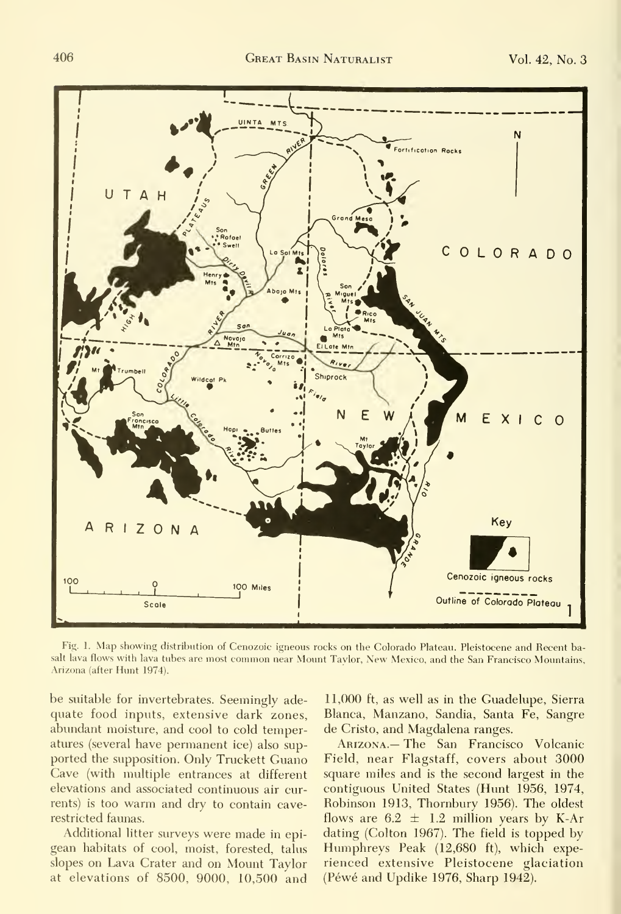Fig. 1. Map showing distribution of Cenozoic igneous rocks on the Colorado Plateau. Pleistocene and Recent basalt lava flows with lava tubes are most common near Mount Taylor, New Mexico, and the San Francisco Mountains, Arizona (after Hunt 1974).

be suitable for invertebrates. Seemingly adequate food inputs, extensive dark zones, abundant moisture, and cool to cold temperatures (several have permanent ice) also supported the supposition. Only Truckett Guano Cave (with multiple entrances at different elevations and associated continuous air currents) is too warm and dry to contain cave-restricted faunas.

Additional litter surveys were made in epigean habitats of cool, moist, forested, talus slopes on Lava Crater and on Mount Taylor at elevations of 8500, 9000, 10,500 and 11,000 ft, as well as in the Guadelupe, Sierra Blanca, Manzano, Sandia, Santa Fe, Sangre de Cristo, and Magdalena ranges.

Arizona.— The San Francisco Volcanic Field, near Flagstaff, covers about 3000 square miles and is the second largest in the contiguous United States (Hunt 1956, 1974, Robinson 1913, Thornbury 1956). The oldest flows are $6.2 \pm 1.2$ million years by K-Ar dating (Colton 1967). The field is topped by Humphreys Peak (12,680 ft), which experienced extensive Pleistocene glaciation (Péwé and Updike 1976, Sharp 1942).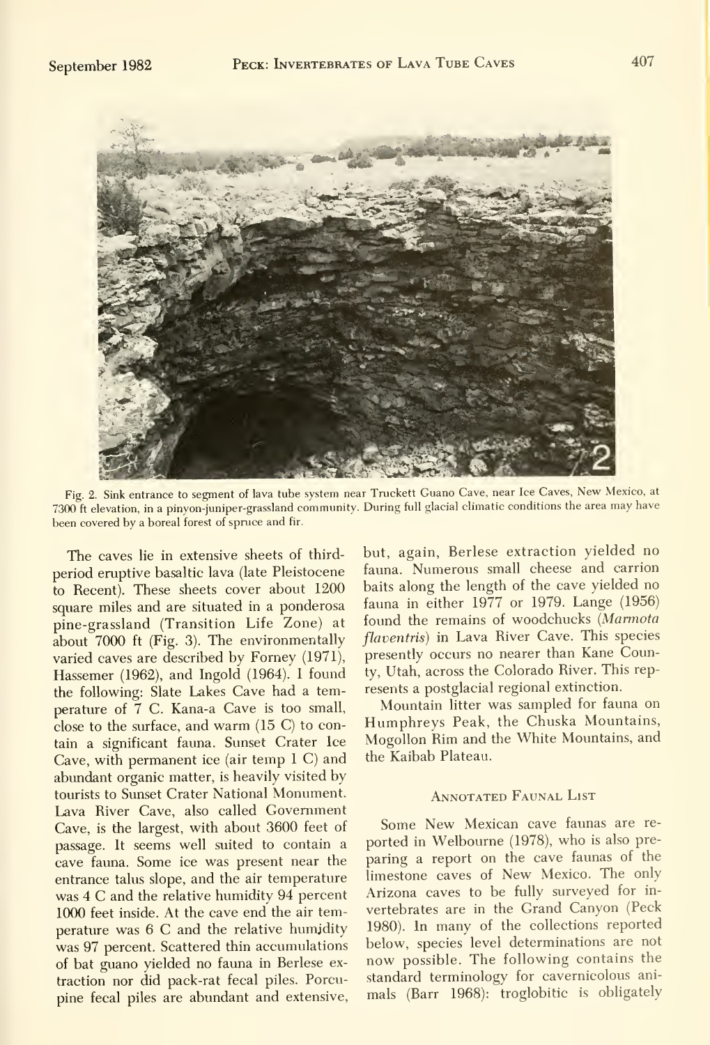Fig. 2. Sink entrance to segment of lava tube system near Truckett Guano Cave, near Ice Caves, New Mexico, at 7300 ft elevation, in a pinyon-juniper-grassland community. During full glacial climatic conditions the area may have been covered by a boreal forest of spruce and fir.

The caves lie in extensive sheets of third-period eruptive basaltic lava (late Pleistocene to Recent). These sheets cover about 1200 square miles and are situated in a ponderosa pine-grassland (Transition Life Zone) at about 7000 ft (Fig. 3). The environmentally varied caves are described by Forney (1971), Hassemer (1962), and Ingold (1964). I found the following: Slate Lakes Cave had a temperature of 7 C. Kana-a Cave is too small, close to the surface, and warm (15 C) to contain a significant fauna. Sunset Crater Ice Cave, with permanent ice (air temp 1 C) and abundant organic matter, is heavily visited by tourists to Sunset Crater National Monument. Lava River Cave, also called Government Cave, is the largest, with about 3600 feet of passage. It seems well suited to contain a cave fauna. Some ice was present near the entrance talus slope, and the air temperature was 4 C and the relative humidity 94 percent 1000 feet inside. At the cave end the air temperature was 6 C and the relative humidity was 97 percent. Scattered thin accumulations of bat guano yielded no fauna in Berlese extraction nor did pack-rat fecal piles. Porcupine fecal piles are abundant and extensive, but, again, Berlese extraction yielded no fauna. Numerous small cheese and carrion baits along the length of the cave yielded no fauna in either 1977 or 1979. Lange (1956) found the remains of woodchucks (*Marmota flaventris*) in Lava River Cave. This species presently occurs no nearer than Kane County, Utah, across the Colorado River. This represents a postglacial regional extinction.

Mountain litter was sampled for fauna on Humphreys Peak, the Chuska Mountains, Mogollon Rim and the White Mountains, and the Kaibab Plateau.

## Annotated Faunal List

Some New Mexican cave faunas are reported in Welbourne (1978), who is also preparing a report on the cave faunas of the limestone caves of New Mexico. The only Arizona caves to be fully surveyed for invertebrates are in the Grand Canyon (Peck 1980). In many of the collections reported below, species level determinations are not now possible. The following contains the standard terminology for cavernicolous animals (Barr 1968): troglobitic is obligately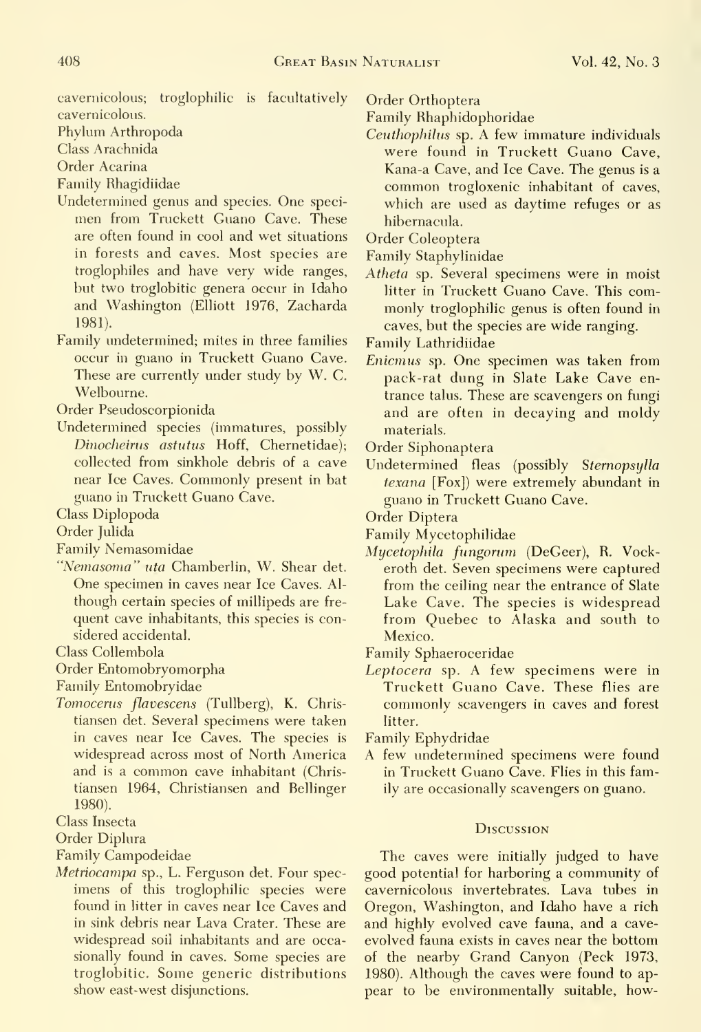cavernicolous; troglophilic is facultatively cavernicolous.

Phylum Arthropoda

Class Arachnida

Order Acarina

Family Rhagidiidae

Undetermined genus and species. One specimen from Truckett Guano Cave. These are often found in cool and wet situations in forests and caves. Most species are troglophiles and have very wide ranges, but two troglobitic genera occur in Idaho and Washington (Elliott 1976, Zacharda 1981).

Family undetermined; mites in three families occur in guano in Truckett Guano Cave. These are currently under study by W. C. Welbourne.

Order Pseudoscorpionida

Undetermined species (immatures, possibly *Dinocheirus astutus* Hoff, Chernetidae); collected from sinkhole debris of a cave near Ice Caves. Commonly present in bat guano in Truckett Guano Cave.

Class Diplopoda

Order Julida

Family Nemasomidae

*"Nemasoma" uta* Chamberlin, W. Shear det. One specimen in caves near Ice Caves. Although certain species of millipeds are frequent cave inhabitants, this species is considered accidental.

Class Collembola

Order Entomobryomorpha

Family Entomobryidae

*Tomocerus flavescens* (Tullberg), K. Christiansen det. Several specimens were taken in caves near Ice Caves. The species is widespread across most of North America and is a common cave inhabitant (Christiansen 1964, Christiansen and Bellinger 1980).

Class Insecta

Order Diplura

Family Campodeidae

*Metriocampa* sp., L. Ferguson det. Four specimens of this troglophilic species were found in litter in caves near Ice Caves and in sink debris near Lava Crater. These are widespread soil inhabitants and are occasionally found in caves. Some species are troglobitic. Some generic distributions show east-west disjunctions.

Order Orthoptera

Family Rhaphidophoridae

*Ceuthophilus* sp. A few immature individuals were found in Truckett Guano Cave, Kana-a Cave, and Ice Cave. The genus is a common trogloxenic inhabitant of caves, which are used as daytime refuges or as hibernacula.

Order Coleoptera

Family Staphylinidae

*Atheta* sp. Several specimens were in moist litter in Truckett Guano Cave. This commonly troglophilic genus is often found in caves, but the species are wide ranging.

Family Lathridiidae

*Enicmus* sp. One specimen was taken from pack-rat dung in Slate Lake Cave entrance talus. These are scavengers on fungi and are often in decaying and moldy materials.

Order Siphonaptera

Undetermined fleas (possibly *Sternopsylla texana* [Fox]) were extremely abundant in guano in Truckett Guano Cave.

Order Diptera

Family Mycetophilidae

*Mycetophila fungorum* (DeGeer), R. Vockeroth det. Seven specimens were captured from the ceiling near the entrance of Slate Lake Cave. The species is widespread from Quebec to Alaska and south to Mexico.

Family Sphaeroceridae

*Leptocera* sp. A few specimens were in Truckett Guano Cave. These flies are commonly scavengers in caves and forest litter.

Family Ephydridae

A few undetermined specimens were found in Truckett Guano Cave. Flies in this family are occasionally scavengers on guano.

## Discussion

The caves were initially judged to have good potential for harboring a community of cavernicolous invertebrates. Lava tubes in Oregon, Washington, and Idaho have a rich and highly evolved cave fauna, and a cave-evolved fauna exists in caves near the bottom of the nearby Grand Canyon (Peck 1973, 1980). Although the caves were found to appear to be environmentally suitable, how-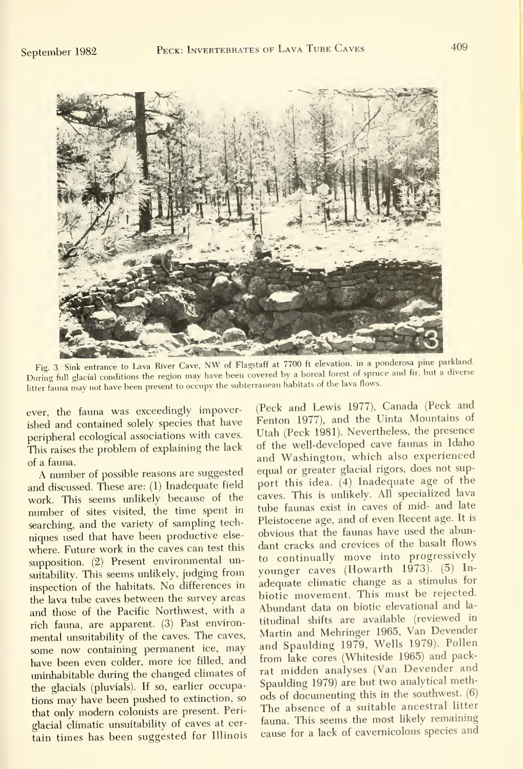Fig. 3. Sink entrance to Lava River Cave, NW of Flagstaff at 7700 ft elevation, in a ponderosa pine parkland. During full glacial conditions the region may have been covered by a boreal forest of spruce and fir, but a diverse litter fauna may not have been present to occupy the subterranean habitats of the lava flows.

ever, the fauna was exceedingly impoverished and contained solely species that have peripheral ecological associations with caves. This raises the problem of explaining the lack of a fauna.

A number of possible reasons are suggested and discussed. These are: (1) Inadequate field work. This seems unlikely because of the number of sites visited, the time spent in searching, and the variety of sampling techniques used that have been productive elsewhere. Future work in the caves can test this supposition. (2) Present environmental unsuitability. This seems unlikely, judging from inspection of the habitats. No differences in the lava tube caves between the survey areas and those of the Pacific Northwest, with a rich fauna, are apparent. (3) Past environmental unsuitability of the caves. The caves, some now containing permanent ice, may have been even colder, more ice filled, and uninhabitable during the changed climates of the glacials (pluvials). If so, earlier occupations may have been pushed to extinction, so that only modern colonists are present. Periglacial climatic unsuitability of caves at certain times has been suggested for Illinois (Peck and Lewis 1977), Canada (Peck and Fenton 1977), and the Uinta Mountains of Utah (Peck 1981). Nevertheless, the presence of the well-developed cave faunas in Idaho and Washington, which also experienced equal or greater glacial rigors, does not support this idea. (4) Inadequate age of the caves. This is unlikely. All specialized lava tube faunas exist in caves of mid- and late Pleistocene age, and of even Recent age. It is obvious that the faunas have used the abundant cracks and crevices of the basalt flows to continually move into progressively younger caves (Howarth 1973). (5) Inadequate climatic change as a stimulus for biotic movement. This must be rejected. Abundant data on biotic elevational and latitudinal shifts are available (reviewed in Martin and Mehringer 1965, Van Devender and Spaulding 1979, Wells 1979). Pollen from lake cores (Whiteside 1965) and packrat midden analyses (Van Devender and Spaulding 1979) are but two analytical methods of documenting this in the southwest. (6) The absence of a suitable ancestral litter fauna. This seems the most likely remaining cause for a lack of cavernicolous species and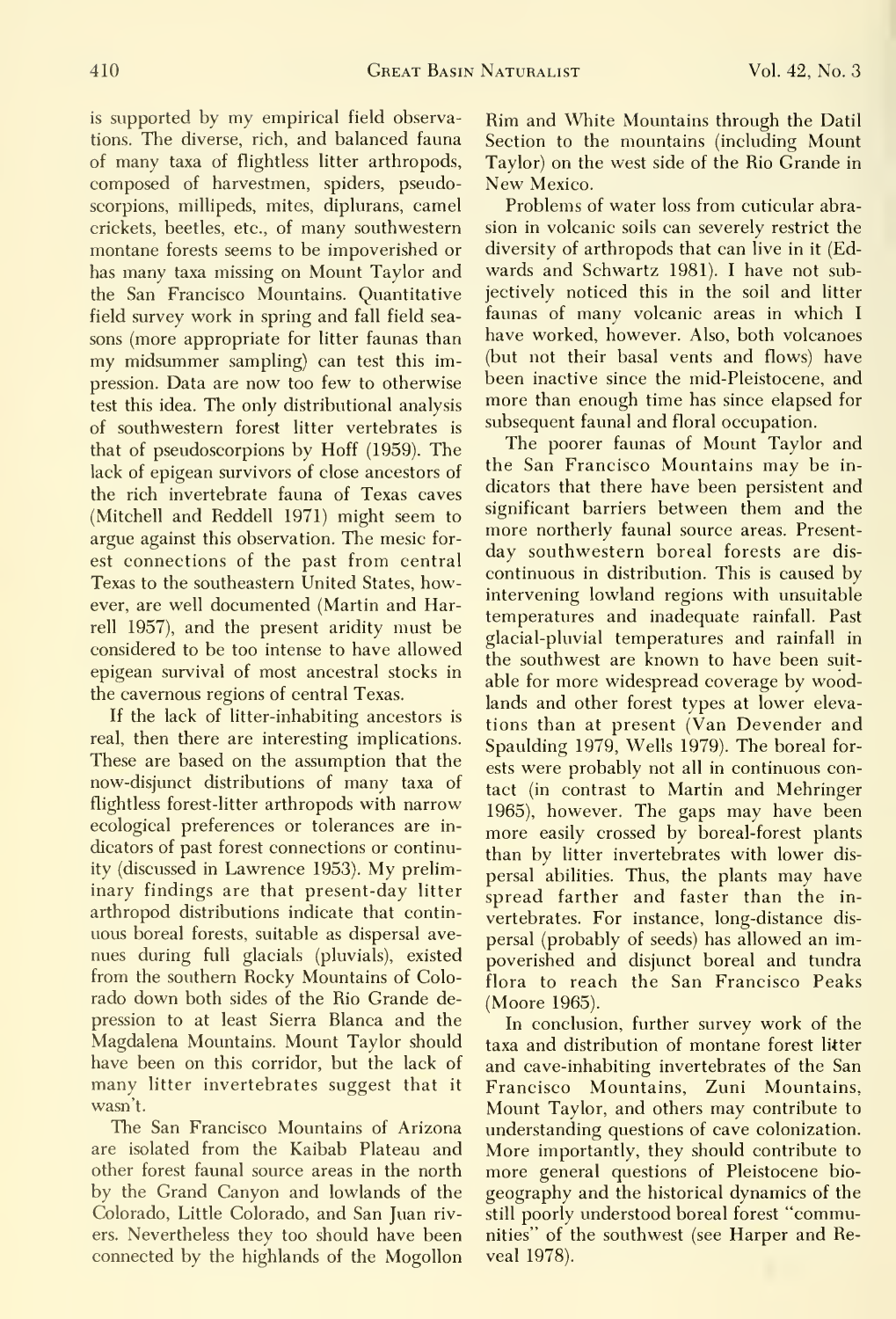is supported by my empirical field observations. The diverse, rich, and balanced fauna of many taxa of flightless litter arthropods, composed of harvestmen, spiders, pseudoscorpions, millipeds, mites, diplurans, camel crickets, beetles, etc., of many southwestern montane forests seems to be impoverished or has many taxa missing on Mount Taylor and the San Francisco Mountains. Quantitative field survey work in spring and fall field seasons (more appropriate for litter faunas than my midsummer sampling) can test this impression. Data are now too few to otherwise test this idea. The only distributional analysis of southwestern forest litter vertebrates is that of pseudoscorpions by Hoff (1959). The lack of epigean survivors of close ancestors of the rich invertebrate fauna of Texas caves (Mitchell and Reddell 1971) might seem to argue against this observation. The mesic forest connections of the past from central Texas to the southeastern United States, however, are well documented (Martin and Harrell 1957), and the present aridity must be considered to be too intense to have allowed epigean survival of most ancestral stocks in the cavernous regions of central Texas.

If the lack of litter-inhabiting ancestors is real, then there are interesting implications. These are based on the assumption that the now-disjunct distributions of many taxa of flightless forest-litter arthropods with narrow ecological preferences or tolerances are indicators of past forest connections or continuity (discussed in Lawrence 1953). My preliminary findings are that present-day litter arthropod distributions indicate that continuous boreal forests, suitable as dispersal avenues during full glacials (pluvials), existed from the southern Rocky Mountains of Colorado down both sides of the Rio Grande depression to at least Sierra Blanca and the Magdalena Mountains. Mount Taylor should have been on this corridor, but the lack of many litter invertebrates suggest that it wasn't.

The San Francisco Mountains of Arizona are isolated from the Kaibab Plateau and other forest faunal source areas in the north by the Grand Canyon and lowlands of the Colorado, Little Colorado, and San Juan rivers. Nevertheless they too should have been connected by the highlands of the Mogollon Rim and White Mountains through the Datil Section to the mountains (including Mount Taylor) on the west side of the Rio Grande in New Mexico.

Problems of water loss from cuticular abrasion in volcanic soils can severely restrict the diversity of arthropods that can live in it (Edwards and Schwartz 1981). I have not subjectively noticed this in the soil and litter faunas of many volcanic areas in which I have worked, however. Also, both volcanoes (but not their basal vents and flows) have been inactive since the mid-Pleistocene, and more than enough time has since elapsed for subsequent faunal and floral occupation.

The poorer faunas of Mount Taylor and the San Francisco Mountains may be indicators that there have been persistent and significant barriers between them and the more northerly faunal source areas. Present-day southwestern boreal forests are discontinuous in distribution. This is caused by intervening lowland regions with unsuitable temperatures and inadequate rainfall. Past glacial-pluvial temperatures and rainfall in the southwest are known to have been suitable for more widespread coverage by woodlands and other forest types at lower elevations than at present (Van Devender and Spaulding 1979, Wells 1979). The boreal forests were probably not all in continuous contact (in contrast to Martin and Mehringer 1965), however. The gaps may have been more easily crossed by boreal-forest plants than by litter invertebrates with lower dispersal abilities. Thus, the plants may have spread farther and faster than the invertebrates. For instance, long-distance dispersal (probably of seeds) has allowed an impoverished and disjunct boreal and tundra flora to reach the San Francisco Peaks (Moore 1965).

In conclusion, further survey work of the taxa and distribution of montane forest litter and cave-inhabiting invertebrates of the San Francisco Mountains, Zuni Mountains, Mount Taylor, and others may contribute to understanding questions of cave colonization. More importantly, they should contribute to more general questions of Pleistocene biogeography and the historical dynamics of the still poorly understood boreal forest "communities" of the southwest (see Harper and Reveal 1978).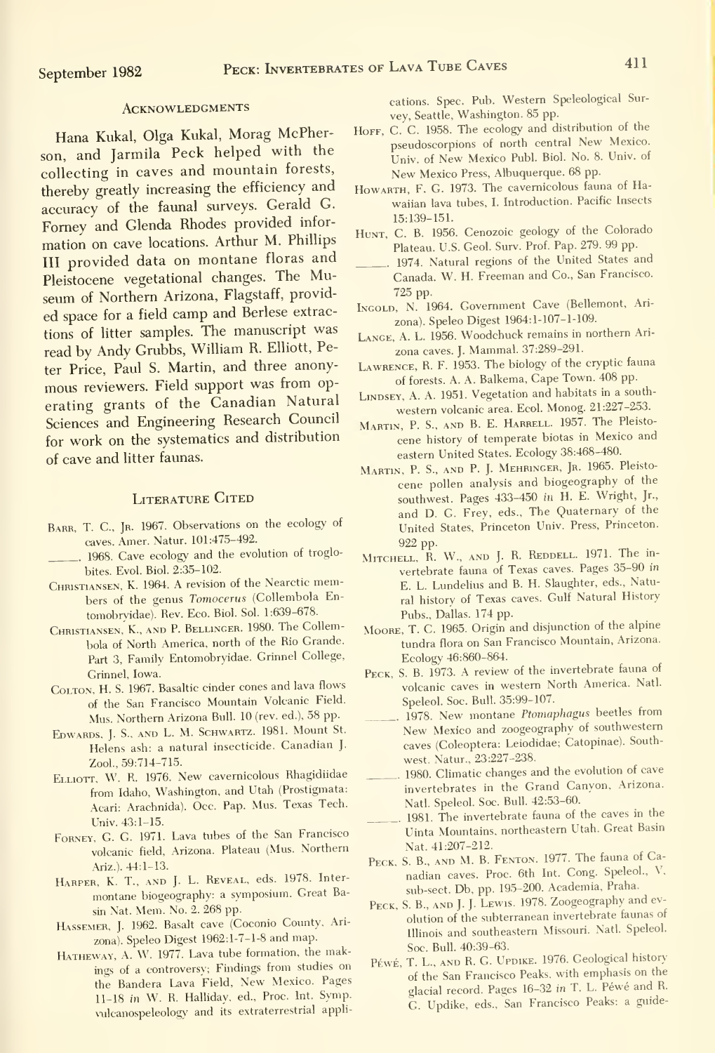## Acknowledgments

Hana Kukal, Olga Kukal, Morag McPherson, and Jarmila Peck helped with the collecting in caves and mountain forests, thereby greatly increasing the efficiency and accuracy of the faunal surveys. Gerald G. Forney and Glenda Rhodes provided information on cave locations. Arthur M. Phillips III provided data on montane floras and Pleistocene vegetational changes. The Museum of Northern Arizona, Flagstaff, provided space for a field camp and Berlese extractions of litter samples. The manuscript was read by Andy Grubbs, William R. Elliott, Peter Price, Paul S. Martin, and three anonymous reviewers. Field support was from operating grants of the Canadian Natural Sciences and Engineering Research Council for work on the systematics and distribution of cave and litter faunas.

## Literature Cited

Barr, T. C., Jr. 1967. Observations on the ecology of caves. Amer. Natur. 101:475–492.

_____. 1968. Cave ecology and the evolution of troglobites. Evol. Biol. 2:35–102.

Christiansen, K. 1964. A revision of the Nearctic members of the genus *Tomocerus* (Collembola Entomobryidae). Rev. Eco. Biol. Sol. 1:639–678.

Christiansen, K., and P. Bellinger. 1980. The Collembola of North America, north of the Rio Grande. Part 3, Family Entomobryidae. Grinnel College, Grinnel, Iowa.

Colton, H. S. 1967. Basaltic cinder cones and lava flows of the San Francisco Mountain Volcanic Field. Mus. Northern Arizona Bull. 10 (rev. ed.), 58 pp.

Edwards, J. S., and L. M. Schwartz. 1981. Mount St. Helens ash: a natural insecticide. Canadian J. Zool., 59:714–715.

Elliott, W. R. 1976. New cavernicolous Rhagidiidae from Idaho, Washington, and Utah (Prostigmata: Acari: Arachnida). Occ. Pap. Mus. Texas Tech. Univ. 43:1–15.

Forney, G. G. 1971. Lava tubes of the San Francisco volcanic field, Arizona. Plateau (Mus. Northern Ariz.). 44:1–13.

Harper, K. T., and J. L. Reveal, eds. 1978. Intermontane biogeography: a symposium. Great Basin Nat. Mem. No. 2. 268 pp.

Hassemer, J. 1962. Basalt cave (Coconio County, Arizona). Speleo Digest 1962:1-7–1-8 and map.

Hatheway, A. W. 1977. Lava tube formation, the makings of a controversy; Findings from studies on the Bandera Lava Field, New Mexico. Pages 11–18 *in* W. R. Halliday, ed., Proc. Int. Symp. vulcanospeleology and its extraterrestrial applications. Spec. Pub. Western Speleological Survey, Seattle, Washington. 85 pp.

Hoff, C. C. 1958. The ecology and distribution of the pseudoscorpions of north central New Mexico. Univ. of New Mexico Publ. Biol. No. 8. Univ. of New Mexico Press, Albuquerque. 68 pp.

Howarth, F. G. 1973. The cavernicolous fauna of Hawaiian lava tubes, I. Introduction. Pacific Insects 15:139–151.

Hunt, C. B. 1956. Cenozoic geology of the Colorado Plateau. U.S. Geol. Surv. Prof. Pap. 279. 99 pp.

_____. 1974. Natural regions of the United States and Canada. W. H. Freeman and Co., San Francisco. 725 pp.

Ingold, N. 1964. Government Cave (Bellemont, Arizona). Speleo Digest 1964:1-107–1-109.

Lange, A. L. 1956. Woodchuck remains in northern Arizona caves. J. Mammal. 37:289–291.

Lawrence, R. F. 1953. The biology of the cryptic fauna of forests. A. A. Balkema, Cape Town. 408 pp.

Lindsey, A. A. 1951. Vegetation and habitats in a southwestern volcanic area. Ecol. Monog. 21:227–253.

Martin, P. S., and B. E. Harrell. 1957. The Pleistocene history of temperate biotas in Mexico and eastern United States. Ecology 38:468–480.

Martin, P. S., and P. J. Mehringer, Jr. 1965. Pleistocene pollen analysis and biogeography of the southwest. Pages 433–450 *in* H. E. Wright, Jr., and D. G. Frey, eds., The Quaternary of the United States, Princeton Univ. Press, Princeton. 922 pp.

Mitchell, R. W., and J. R. Reddell. 1971. The invertebrate fauna of Texas caves. Pages 35–90 *in* E. L. Lundelius and B. H. Slaughter, eds., Natural history of Texas caves. Gulf Natural History Pubs., Dallas. 174 pp.

Moore, T. C. 1965. Origin and disjunction of the alpine tundra flora on San Francisco Mountain, Arizona. Ecology 46:860–864.

Peck, S. B. 1973. A review of the invertebrate fauna of volcanic caves in western North America. Natl. Speleol. Soc. Bull. 35:99–107.

_____. 1978. New montane *Ptomaphagus* beetles from New Mexico and zoogeography of southwestern caves (Coleoptera: Leiodidae; Catopinae). Southwest. Natur., 23:227–238.

_____. 1980. Climatic changes and the evolution of cave invertebrates in the Grand Canyon, Arizona. Natl. Speleol. Soc. Bull. 42:53–60.

_____. 1981. The invertebrate fauna of the caves in the Uinta Mountains, northeastern Utah. Great Basin Nat. 41:207–212.

Peck, S. B., and M. B. Fenton. 1977. The fauna of Canadian caves. Proc. 6th Int. Cong. Speleol., V, sub-sect. Db, pp. 195–200. Academia, Praha.

Peck, S. B., and J. J. Lewis. 1978. Zoogeography and evolution of the subterranean invertebrate faunas of Illinois and southeastern Missouri. Natl. Speleol. Soc. Bull. 40:39–63.

Péwé, T. L., and R. G. Updike. 1976. Geological history of the San Francisco Peaks, with emphasis on the glacial record. Pages 16–32 *in* T. L. Péwé and R. G. Updike, eds., San Francisco Peaks: a guide-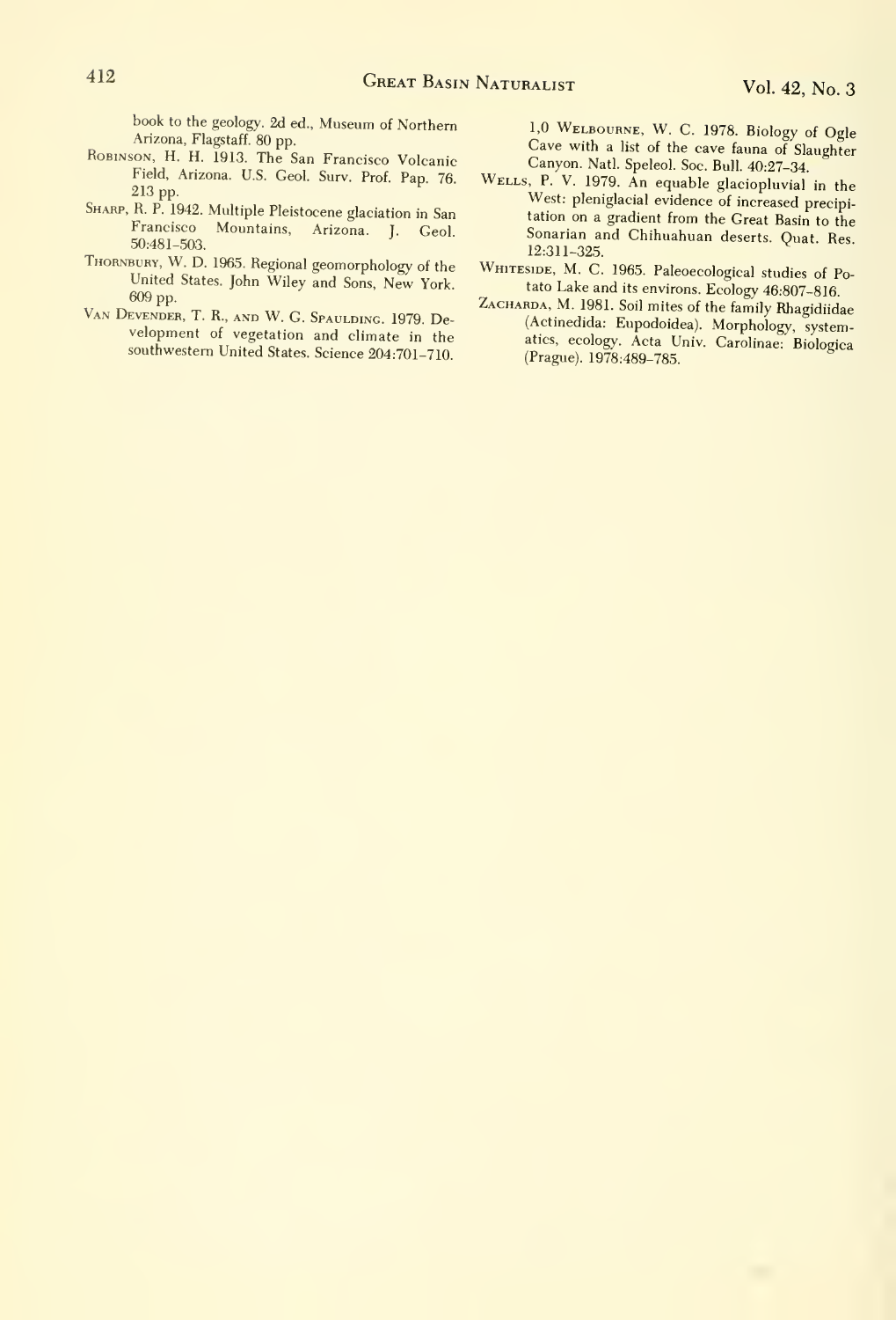book to the geology. 2d ed., Museum of Northern Arizona, Flagstaff. 80 pp.

Robinson, H. H. 1913. The San Francisco Volcanic Field, Arizona. U.S. Geol. Surv. Prof. Pap. 76. 213 pp.

Sharp, R. P. 1942. Multiple Pleistocene glaciation in San Francisco Mountains, Arizona. J. Geol. 50:481–503.

Thornbury, W. D. 1965. Regional geomorphology of the United States. John Wiley and Sons, New York. 609 pp.

Van Devender, T. R., and W. G. Spaulding. 1979. Development of vegetation and climate in the southwestern United States. Science 204:701–710.

1,0 Welbourne, W. C. 1978. Biology of Ogle Cave with a list of the cave fauna of Slaughter Canyon. Natl. Speleol. Soc. Bull. 40:27–34.

Wells, P. V. 1979. An equable glaciopluvial in the West: pleniglacial evidence of increased precipitation on a gradient from the Great Basin to the Sonarian and Chihuahuan deserts. Quat. Res. 12:311–325.

Whiteside, M. C. 1965. Paleoecological studies of Potato Lake and its environs. Ecology 46:807–816.

Zacharda, M. 1981. Soil mites of the family Rhagidiidae (Actinedida: Eupodoidea). Morphology, systematics, ecology. Acta Univ. Carolinae: Biologica (Prague). 1978:489–785.